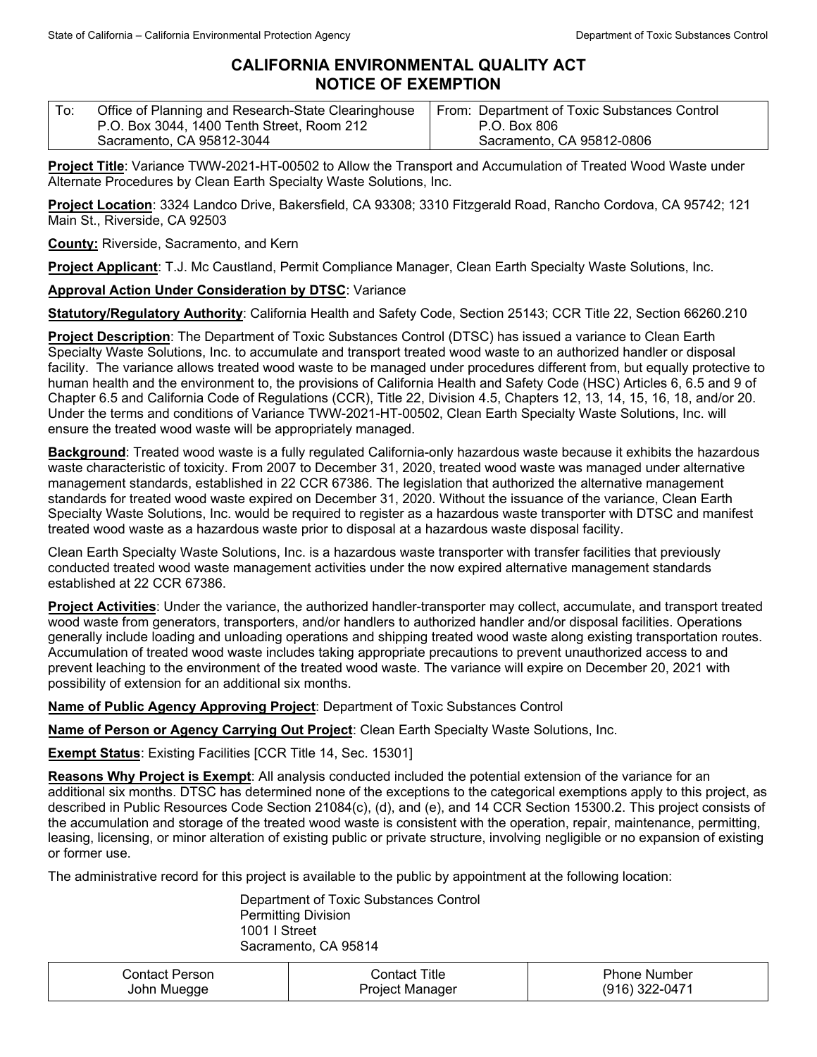# CALIFORNIA ENVIRONMENTAL QUALITY ACT
## NOTICE OF EXEMPTION

| To: Office of Planning and Research-State Clearinghouse<br>P.O. Box 3044, 1400 Tenth Street, Room 212<br>Sacramento, CA 95812-3044 | From: Department of Toxic Substances Control<br>P.O. Box 806<br>Sacramento, CA 95812-0806 |
|---|---|

**Project Title**: Variance TWW-2021-HT-00502 to Allow the Transport and Accumulation of Treated Wood Waste under Alternate Procedures by Clean Earth Specialty Waste Solutions, Inc.

**Project Location**: 3324 Landco Drive, Bakersfield, CA 93308; 3310 Fitzgerald Road, Rancho Cordova, CA 95742; 121 Main St., Riverside, CA 92503

**County:** Riverside, Sacramento, and Kern

**Project Applicant**: T.J. Mc Caustland, Permit Compliance Manager, Clean Earth Specialty Waste Solutions, Inc.

**Approval Action Under Consideration by DTSC**: Variance

**Statutory/Regulatory Authority**: California Health and Safety Code, Section 25143; CCR Title 22, Section 66260.210

**Project Description**: The Department of Toxic Substances Control (DTSC) has issued a variance to Clean Earth Specialty Waste Solutions, Inc. to accumulate and transport treated wood waste to an authorized handler or disposal facility. The variance allows treated wood waste to be managed under procedures different from, but equally protective to human health and the environment to, the provisions of California Health and Safety Code (HSC) Articles 6, 6.5 and 9 of Chapter 6.5 and California Code of Regulations (CCR), Title 22, Division 4.5, Chapters 12, 13, 14, 15, 16, 18, and/or 20. Under the terms and conditions of Variance TWW-2021-HT-00502, Clean Earth Specialty Waste Solutions, Inc. will ensure the treated wood waste will be appropriately managed.

**Background**: Treated wood waste is a fully regulated California-only hazardous waste because it exhibits the hazardous waste characteristic of toxicity. From 2007 to December 31, 2020, treated wood waste was managed under alternative management standards, established in 22 CCR 67386. The legislation that authorized the alternative management standards for treated wood waste expired on December 31, 2020. Without the issuance of the variance, Clean Earth Specialty Waste Solutions, Inc. would be required to register as a hazardous waste transporter with DTSC and manifest treated wood waste as a hazardous waste prior to disposal at a hazardous waste disposal facility.

Clean Earth Specialty Waste Solutions, Inc. is a hazardous waste transporter with transfer facilities that previously conducted treated wood waste management activities under the now expired alternative management standards established at 22 CCR 67386.

**Project Activities**: Under the variance, the authorized handler-transporter may collect, accumulate, and transport treated wood waste from generators, transporters, and/or handlers to authorized handler and/or disposal facilities. Operations generally include loading and unloading operations and shipping treated wood waste along existing transportation routes. Accumulation of treated wood waste includes taking appropriate precautions to prevent unauthorized access to and prevent leaching to the environment of the treated wood waste. The variance will expire on December 20, 2021 with possibility of extension for an additional six months.

**Name of Public Agency Approving Project**: Department of Toxic Substances Control

**Name of Person or Agency Carrying Out Project**: Clean Earth Specialty Waste Solutions, Inc.

**Exempt Status**: Existing Facilities [CCR Title 14, Sec. 15301]

**Reasons Why Project is Exempt**: All analysis conducted included the potential extension of the variance for an additional six months. DTSC has determined none of the exceptions to the categorical exemptions apply to this project, as described in Public Resources Code Section 21084(c), (d), and (e), and 14 CCR Section 15300.2. This project consists of the accumulation and storage of the treated wood waste is consistent with the operation, repair, maintenance, permitting, leasing, licensing, or minor alteration of existing public or private structure, involving negligible or no expansion of existing or former use.

The administrative record for this project is available to the public by appointment at the following location:

Department of Toxic Substances Control
Permitting Division
1001 I Street
Sacramento, CA 95814

| Contact Person | Contact Title | Phone Number |
|---|---|---|
| John Muegge | Project Manager | (916) 322-0471 |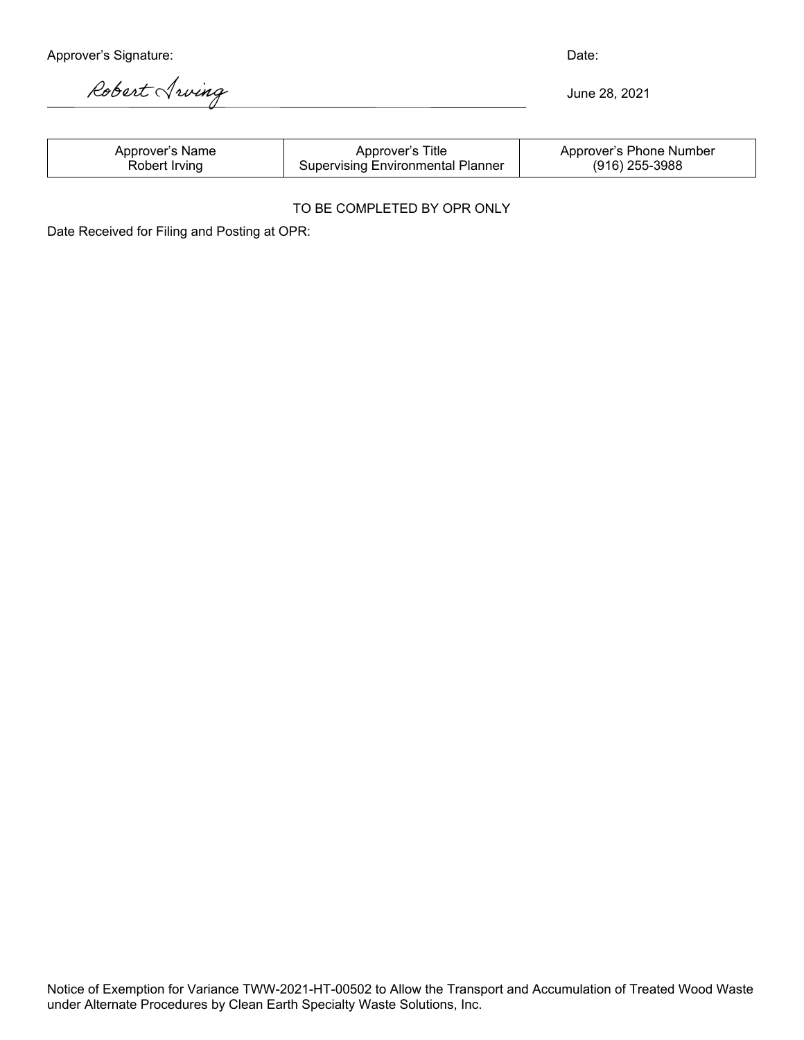Approver's Signature: Date:

Robert Irving June 28, 2021

| Approver's Name | Approver's Title | Approver's Phone Number |
| --- | --- | --- |
| Robert Irving | Supervising Environmental Planner | (916) 255-3988 |

TO BE COMPLETED BY OPR ONLY

Date Received for Filing and Posting at OPR:

Notice of Exemption for Variance TWW-2021-HT-00502 to Allow the Transport and Accumulation of Treated Wood Waste under Alternate Procedures by Clean Earth Specialty Waste Solutions, Inc.